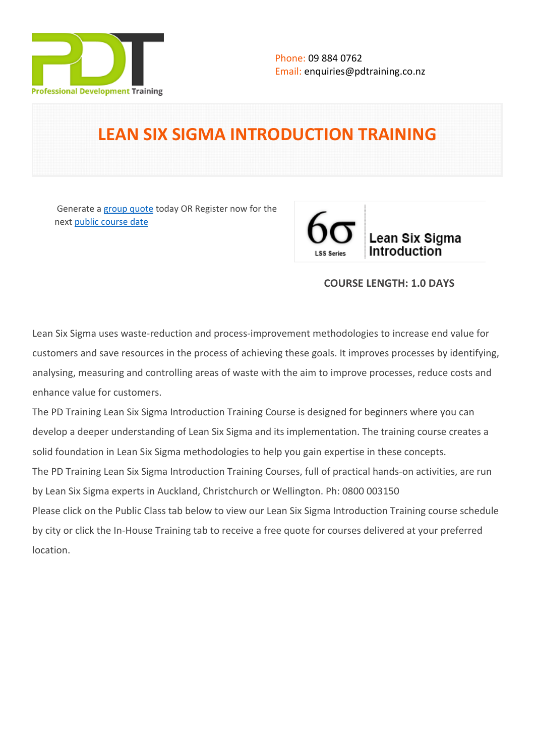Phone: 09 884 0762
Email: enquiries@pdtraining.co.nz

# LEAN SIX SIGMA INTRODUCTION TRAINING

Generate a group quote today OR Register now for the next public course date

**COURSE LENGTH: 1.0 DAYS**

Lean Six Sigma uses waste-reduction and process-improvement methodologies to increase end value for customers and save resources in the process of achieving these goals. It improves processes by identifying, analysing, measuring and controlling areas of waste with the aim to improve processes, reduce costs and enhance value for customers.

The PD Training Lean Six Sigma Introduction Training Course is designed for beginners where you can develop a deeper understanding of Lean Six Sigma and its implementation. The training course creates a solid foundation in Lean Six Sigma methodologies to help you gain expertise in these concepts.

The PD Training Lean Six Sigma Introduction Training Courses, full of practical hands-on activities, are run by Lean Six Sigma experts in Auckland, Christchurch or Wellington. Ph: 0800 003150

Please click on the Public Class tab below to view our Lean Six Sigma Introduction Training course schedule by city or click the In-House Training tab to receive a free quote for courses delivered at your preferred location.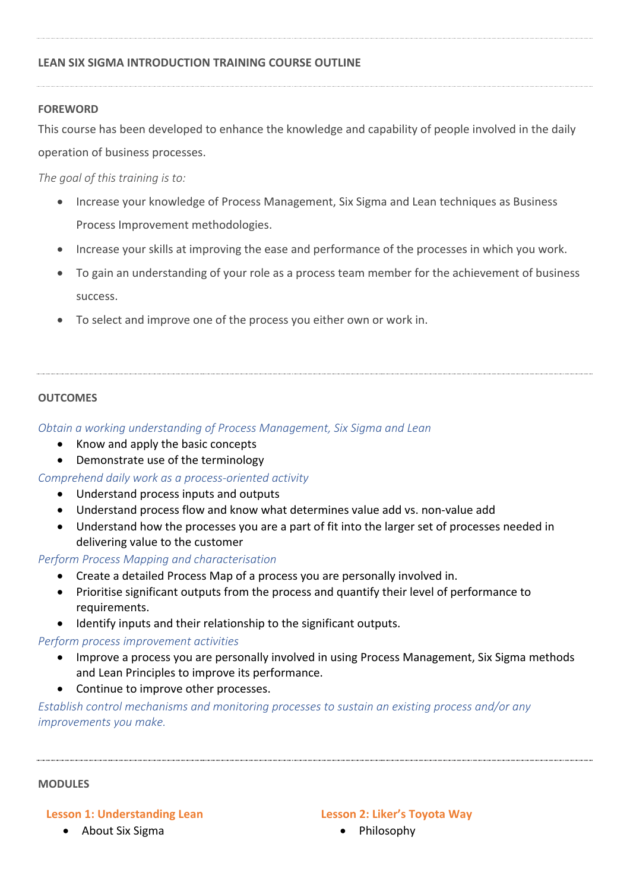## LEAN SIX SIGMA INTRODUCTION TRAINING COURSE OUTLINE

### FOREWORD

This course has been developed to enhance the knowledge and capability of people involved in the daily operation of business processes.

*The goal of this training is to:*

- Increase your knowledge of Process Management, Six Sigma and Lean techniques as Business Process Improvement methodologies.
- Increase your skills at improving the ease and performance of the processes in which you work.
- To gain an understanding of your role as a process team member for the achievement of business success.
- To select and improve one of the process you either own or work in.

### OUTCOMES

*Obtain a working understanding of Process Management, Six Sigma and Lean*

- Know and apply the basic concepts
- Demonstrate use of the terminology

*Comprehend daily work as a process-oriented activity*

- Understand process inputs and outputs
- Understand process flow and know what determines value add vs. non-value add
- Understand how the processes you are a part of fit into the larger set of processes needed in delivering value to the customer

*Perform Process Mapping and characterisation*

- Create a detailed Process Map of a process you are personally involved in.
- Prioritise significant outputs from the process and quantify their level of performance to requirements.
- Identify inputs and their relationship to the significant outputs.

*Perform process improvement activities*

- Improve a process you are personally involved in using Process Management, Six Sigma methods and Lean Principles to improve its performance.
- Continue to improve other processes.

*Establish control mechanisms and monitoring processes to sustain an existing process and/or any improvements you make.*

### MODULES

#### Lesson 1: Understanding Lean

- About Six Sigma

#### Lesson 2: Liker's Toyota Way

- Philosophy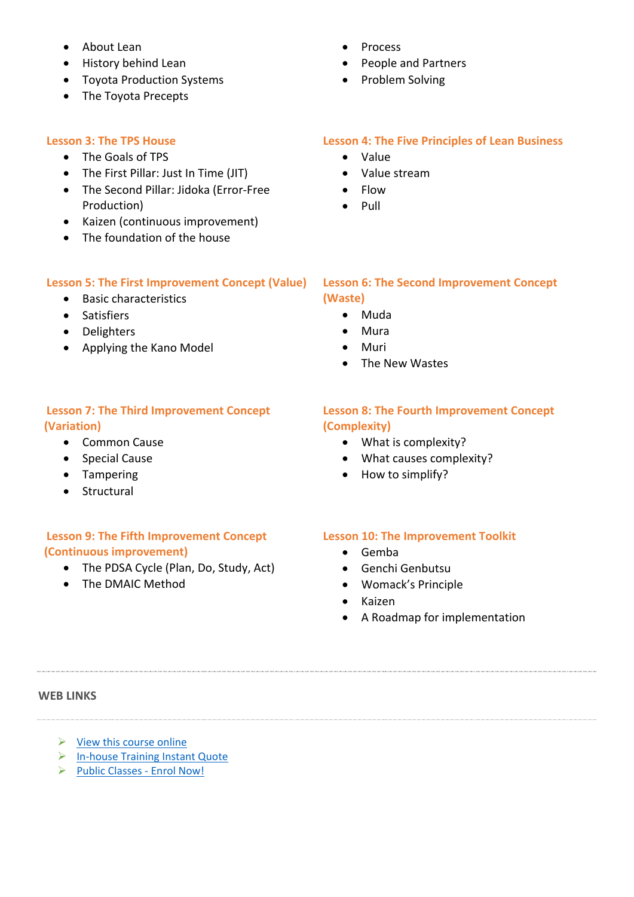- About Lean
- History behind Lean
- Toyota Production Systems
- The Toyota Precepts

- Process
- People and Partners
- Problem Solving

### Lesson 3: The TPS House

- The Goals of TPS
- The First Pillar: Just In Time (JIT)
- The Second Pillar: Jidoka (Error-Free Production)
- Kaizen (continuous improvement)
- The foundation of the house

### Lesson 4: The Five Principles of Lean Business

- Value
- Value stream
- Flow
- Pull

### Lesson 5: The First Improvement Concept (Value)

- Basic characteristics
- Satisfiers
- Delighters
- Applying the Kano Model

### Lesson 6: The Second Improvement Concept (Waste)

- Muda
- Mura
- Muri
- The New Wastes

### Lesson 7: The Third Improvement Concept (Variation)

- Common Cause
- Special Cause
- Tampering
- Structural

### Lesson 8: The Fourth Improvement Concept (Complexity)

- What is complexity?
- What causes complexity?
- How to simplify?

### Lesson 9: The Fifth Improvement Concept (Continuous improvement)

- The PDSA Cycle (Plan, Do, Study, Act)
- The DMAIC Method

### Lesson 10: The Improvement Toolkit

- Gemba
- Genchi Genbutsu
- Womack's Principle
- Kaizen
- A Roadmap for implementation

## WEB LINKS

- View this course online
- In-house Training Instant Quote
- Public Classes - Enrol Now!